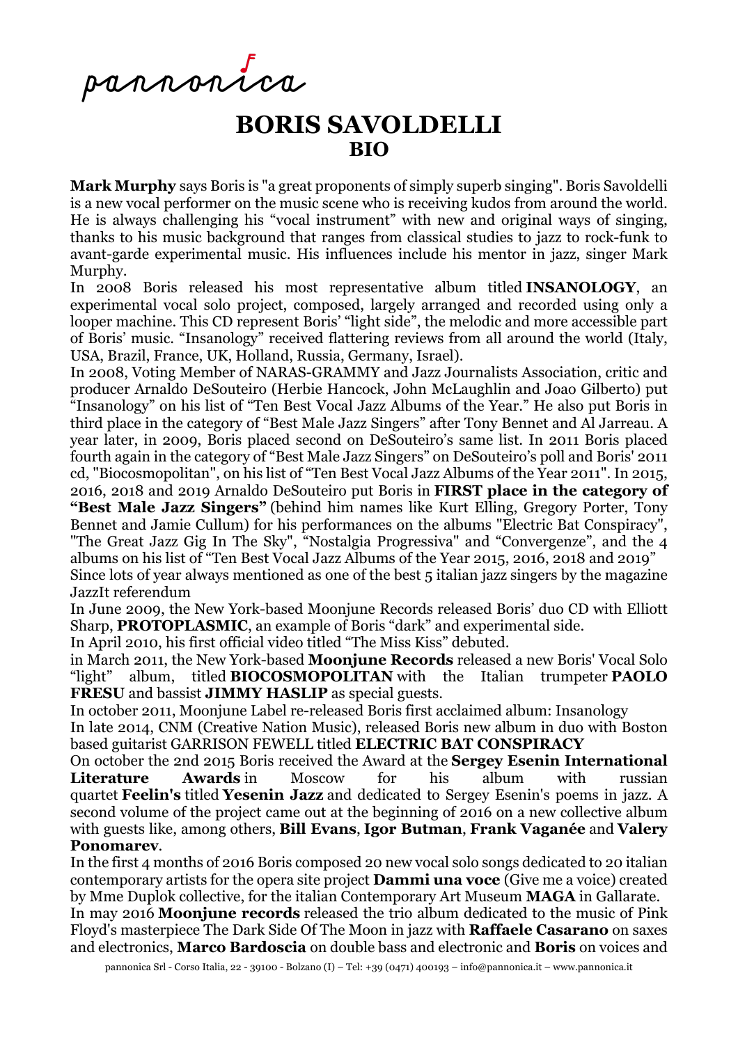pannonica

# BORIS SAVOLDELLI
## BIO

**Mark Murphy** says Boris is "a great proponents of simply superb singing". Boris Savoldelli is a new vocal performer on the music scene who is receiving kudos from around the world. He is always challenging his "vocal instrument" with new and original ways of singing, thanks to his music background that ranges from classical studies to jazz to rock-funk to avant-garde experimental music. His influences include his mentor in jazz, singer Mark Murphy.

In 2008 Boris released his most representative album titled **INSANOLOGY**, an experimental vocal solo project, composed, largely arranged and recorded using only a looper machine. This CD represent Boris' "light side", the melodic and more accessible part of Boris' music. "Insanology" received flattering reviews from all around the world (Italy, USA, Brazil, France, UK, Holland, Russia, Germany, Israel).

In 2008, Voting Member of NARAS-GRAMMY and Jazz Journalists Association, critic and producer Arnaldo DeSouteiro (Herbie Hancock, John McLaughlin and Joao Gilberto) put "Insanology" on his list of "Ten Best Vocal Jazz Albums of the Year." He also put Boris in third place in the category of "Best Male Jazz Singers" after Tony Bennet and Al Jarreau. A year later, in 2009, Boris placed second on DeSouteiro's same list. In 2011 Boris placed fourth again in the category of "Best Male Jazz Singers" on DeSouteiro's poll and Boris' 2011 cd, "Biocosmopolitan", on his list of "Ten Best Vocal Jazz Albums of the Year 2011". In 2015, 2016, 2018 and 2019 Arnaldo DeSouteiro put Boris in **FIRST place in the category of "Best Male Jazz Singers"** (behind him names like Kurt Elling, Gregory Porter, Tony Bennet and Jamie Cullum) for his performances on the albums "Electric Bat Conspiracy", "The Great Jazz Gig In The Sky", "Nostalgia Progressiva" and "Convergenze", and the 4 albums on his list of "Ten Best Vocal Jazz Albums of the Year 2015, 2016, 2018 and 2019"

Since lots of year always mentioned as one of the best 5 italian jazz singers by the magazine JazzIt referendum

In June 2009, the New York-based Moonjune Records released Boris' duo CD with Elliott Sharp, **PROTOPLASMIC**, an example of Boris "dark" and experimental side.

In April 2010, his first official video titled "The Miss Kiss" debuted.

in March 2011, the New York-based **Moonjune Records** released a new Boris' Vocal Solo "light" album, titled **BIOCOSMOPOLITAN** with the Italian trumpeter **PAOLO FRESU** and bassist **JIMMY HASLIP** as special guests.

In october 2011, Moonjune Label re-released Boris first acclaimed album: Insanology

In late 2014, CNM (Creative Nation Music), released Boris new album in duo with Boston based guitarist GARRISON FEWELL titled **ELECTRIC BAT CONSPIRACY**

On october the 2nd 2015 Boris received the Award at the **Sergey Esenin International Literature Awards** in Moscow for his album with russian quartet **Feelin's** titled **Yesenin Jazz** and dedicated to Sergey Esenin's poems in jazz. A second volume of the project came out at the beginning of 2016 on a new collective album with guests like, among others, **Bill Evans**, **Igor Butman**, **Frank Vaganée** and **Valery Ponomarev**.

In the first 4 months of 2016 Boris composed 20 new vocal solo songs dedicated to 20 italian contemporary artists for the opera site project **Dammi una voce** (Give me a voice) created by Mme Duplok collective, for the italian Contemporary Art Museum **MAGA** in Gallarate.

In may 2016 **Moonjune records** released the trio album dedicated to the music of Pink Floyd's masterpiece The Dark Side Of The Moon in jazz with **Raffaele Casarano** on saxes and electronics, **Marco Bardoscia** on double bass and electronic and **Boris** on voices and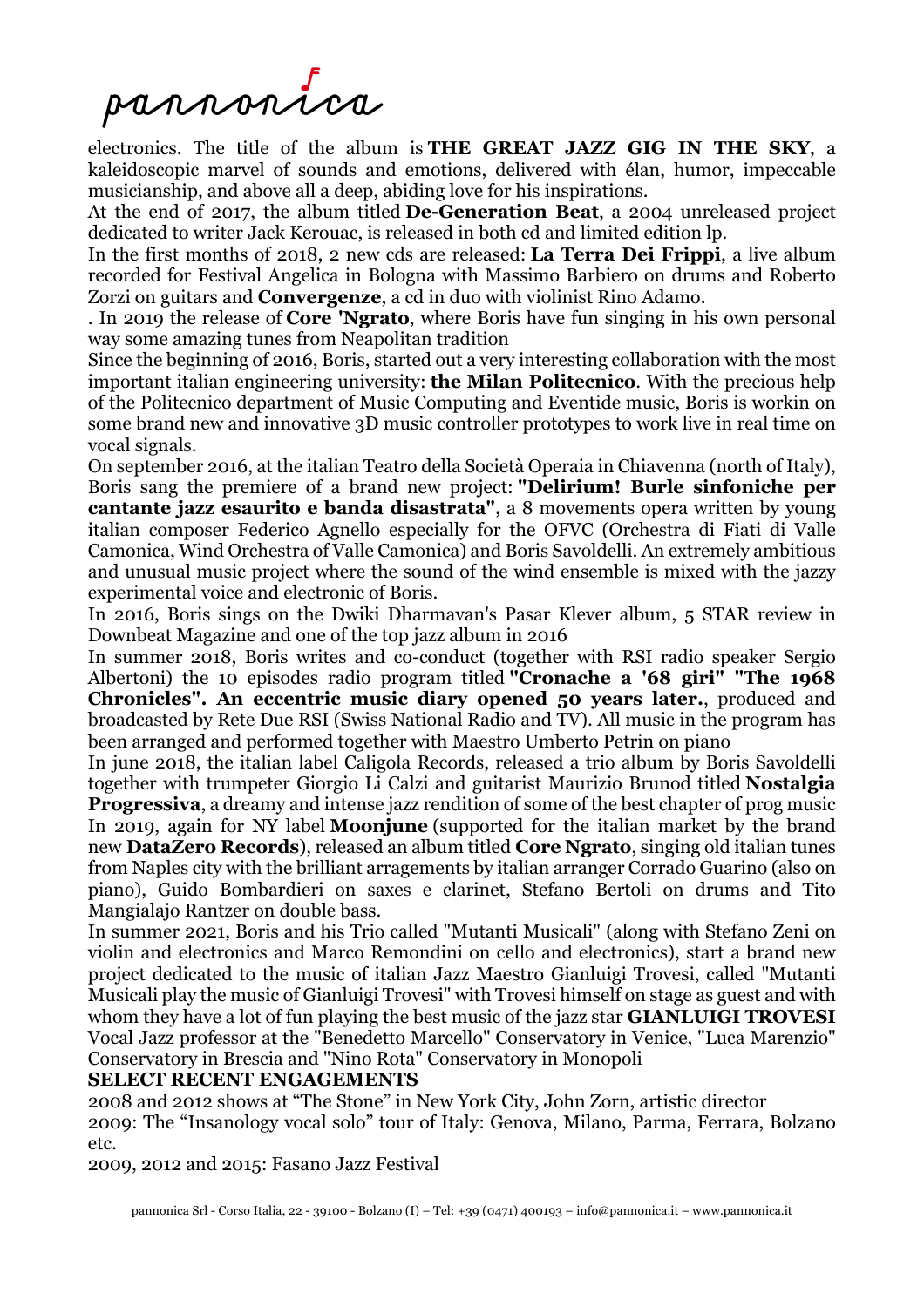electronics. The title of the album is **THE GREAT JAZZ GIG IN THE SKY**, a kaleidoscopic marvel of sounds and emotions, delivered with élan, humor, impeccable musicianship, and above all a deep, abiding love for his inspirations.

At the end of 2017, the album titled **De-Generation Beat**, a 2004 unreleased project dedicated to writer Jack Kerouac, is released in both cd and limited edition lp.

In the first months of 2018, 2 new cds are released: **La Terra Dei Frippi**, a live album recorded for Festival Angelica in Bologna with Massimo Barbiero on drums and Roberto Zorzi on guitars and **Convergenze**, a cd in duo with violinist Rino Adamo.

. In 2019 the release of **Core 'Ngrato**, where Boris have fun singing in his own personal way some amazing tunes from Neapolitan tradition

Since the beginning of 2016, Boris, started out a very interesting collaboration with the most important italian engineering university: **the Milan Politecnico**. With the precious help of the Politecnico department of Music Computing and Eventide music, Boris is workin on some brand new and innovative 3D music controller prototypes to work live in real time on vocal signals.

On september 2016, at the italian Teatro della Società Operaia in Chiavenna (north of Italy), Boris sang the premiere of a brand new project: **"Delirium! Burle sinfoniche per cantante jazz esaurito e banda disastrata"**, a 8 movements opera written by young italian composer Federico Agnello especially for the OFVC (Orchestra di Fiati di Valle Camonica, Wind Orchestra of Valle Camonica) and Boris Savoldelli. An extremely ambitious and unusual music project where the sound of the wind ensemble is mixed with the jazzy experimental voice and electronic of Boris.

In 2016, Boris sings on the Dwiki Dharmavan's Pasar Klever album, 5 STAR review in Downbeat Magazine and one of the top jazz album in 2016

In summer 2018, Boris writes and co-conduct (together with RSI radio speaker Sergio Albertoni) the 10 episodes radio program titled **"Cronache a '68 giri" "The 1968 Chronicles". An eccentric music diary opened 50 years later.**, produced and broadcasted by Rete Due RSI (Swiss National Radio and TV). All music in the program has been arranged and performed together with Maestro Umberto Petrin on piano

In june 2018, the italian label Caligola Records, released a trio album by Boris Savoldelli together with trumpeter Giorgio Li Calzi and guitarist Maurizio Brunod titled **Nostalgia Progressiva**, a dreamy and intense jazz rendition of some of the best chapter of prog music

In 2019, again for NY label **Moonjune** (supported for the italian market by the brand new **DataZero Records**), released an album titled **Core Ngrato**, singing old italian tunes from Naples city with the brilliant arragements by italian arranger Corrado Guarino (also on piano), Guido Bombardieri on saxes e clarinet, Stefano Bertoli on drums and Tito Mangialajo Rantzer on double bass.

In summer 2021, Boris and his Trio called "Mutanti Musicali" (along with Stefano Zeni on violin and electronics and Marco Remondini on cello and electronics), start a brand new project dedicated to the music of italian Jazz Maestro Gianluigi Trovesi, called "Mutanti Musicali play the music of Gianluigi Trovesi" with Trovesi himself on stage as guest and with whom they have a lot of fun playing the best music of the jazz star **GIANLUIGI TROVESI**

Vocal Jazz professor at the "Benedetto Marcello" Conservatory in Venice, "Luca Marenzio" Conservatory in Brescia and "Nino Rota" Conservatory in Monopoli

**SELECT RECENT ENGAGEMENTS**

2008 and 2012 shows at "The Stone" in New York City, John Zorn, artistic director

2009: The "Insanology vocal solo" tour of Italy: Genova, Milano, Parma, Ferrara, Bolzano etc.

2009, 2012 and 2015: Fasano Jazz Festival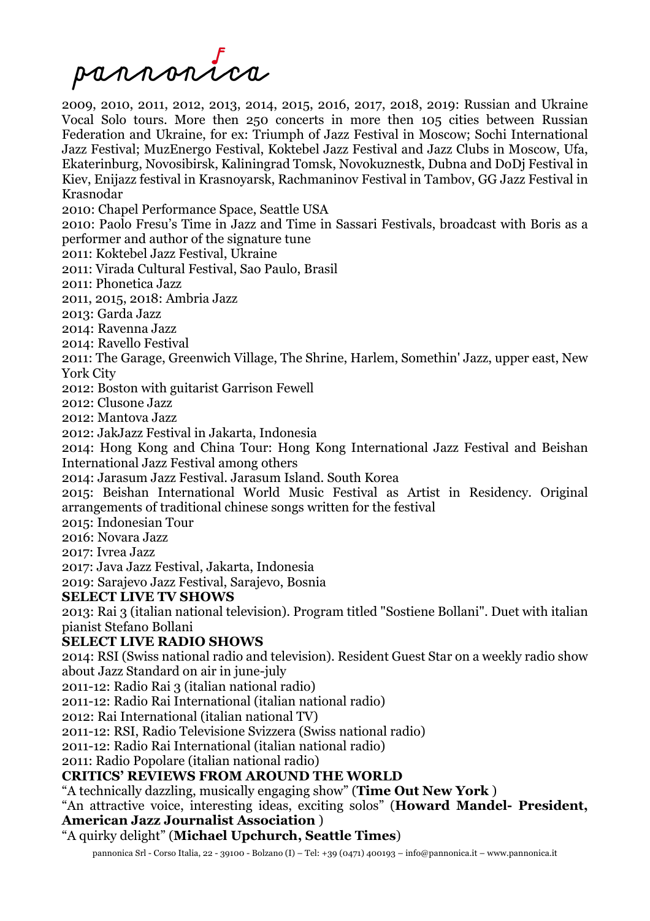2009, 2010, 2011, 2012, 2013, 2014, 2015, 2016, 2017, 2018, 2019: Russian and Ukraine Vocal Solo tours. More then 250 concerts in more then 105 cities between Russian Federation and Ukraine, for ex: Triumph of Jazz Festival in Moscow; Sochi International Jazz Festival; MuzEnergo Festival, Koktebel Jazz Festival and Jazz Clubs in Moscow, Ufa, Ekaterinburg, Novosibirsk, Kaliningrad Tomsk, Novokuznestk, Dubna and DoDj Festival in Kiev, Enijazz festival in Krasnoyarsk, Rachmaninov Festival in Tambov, GG Jazz Festival in Krasnodar

2010: Chapel Performance Space, Seattle USA

2010: Paolo Fresu's Time in Jazz and Time in Sassari Festivals, broadcast with Boris as a performer and author of the signature tune

2011: Koktebel Jazz Festival, Ukraine

2011: Virada Cultural Festival, Sao Paulo, Brasil

2011: Phonetica Jazz

2011, 2015, 2018: Ambria Jazz

2013: Garda Jazz

2014: Ravenna Jazz

2014: Ravello Festival

2011: The Garage, Greenwich Village, The Shrine, Harlem, Somethin' Jazz, upper east, New York City

2012: Boston with guitarist Garrison Fewell

2012: Clusone Jazz

2012: Mantova Jazz

2012: JakJazz Festival in Jakarta, Indonesia

2014: Hong Kong and China Tour: Hong Kong International Jazz Festival and Beishan International Jazz Festival among others

2014: Jarasum Jazz Festival. Jarasum Island. South Korea

2015: Beishan International World Music Festival as Artist in Residency. Original arrangements of traditional chinese songs written for the festival

2015: Indonesian Tour

2016: Novara Jazz

2017: Ivrea Jazz

2017: Java Jazz Festival, Jakarta, Indonesia

2019: Sarajevo Jazz Festival, Sarajevo, Bosnia

**SELECT LIVE TV SHOWS**

2013: Rai 3 (italian national television). Program titled "Sostiene Bollani". Duet with italian pianist Stefano Bollani

**SELECT LIVE RADIO SHOWS**

2014: RSI (Swiss national radio and television). Resident Guest Star on a weekly radio show about Jazz Standard on air in june-july

2011-12: Radio Rai 3 (italian national radio)

2011-12: Radio Rai International (italian national radio)

2012: Rai International (italian national TV)

2011-12: RSI, Radio Televisione Svizzera (Swiss national radio)

2011-12: Radio Rai International (italian national radio)

2011: Radio Popolare (italian national radio)

**CRITICS' REVIEWS FROM AROUND THE WORLD**

"A technically dazzling, musically engaging show" (**Time Out New York** )

"An attractive voice, interesting ideas, exciting solos" (**Howard Mandel- President, American Jazz Journalist Association** )

"A quirky delight" (**Michael Upchurch, Seattle Times**)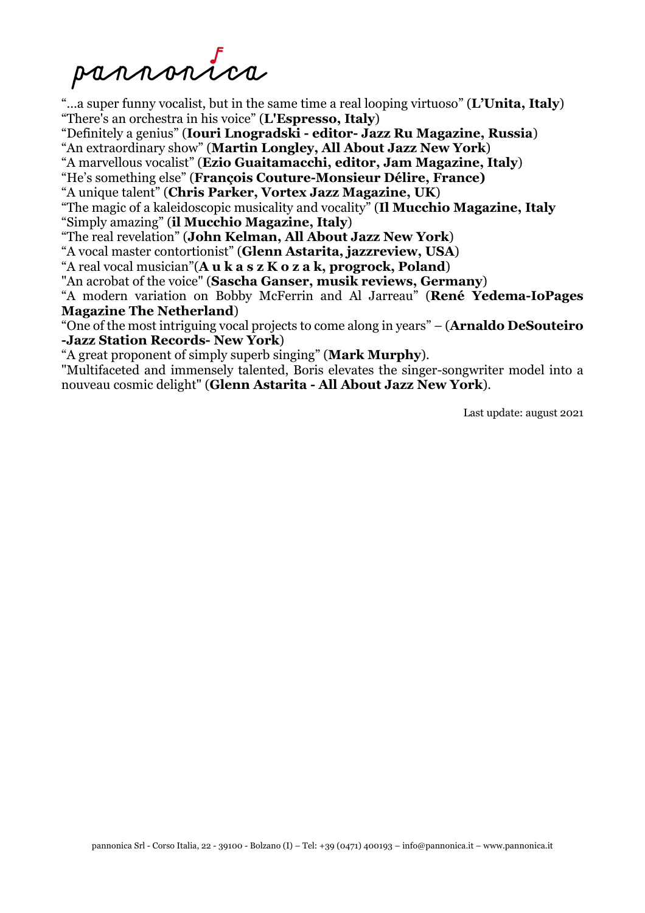“...a super funny vocalist, but in the same time a real looping virtuoso” (**L’Unita, Italy**)
“There's an orchestra in his voice” (**L'Espresso, Italy**)
“Definitely a genius” (**Iouri Lnogradski - editor- Jazz Ru Magazine, Russia**)
“An extraordinary show” (**Martin Longley, All About Jazz New York**)
“A marvellous vocalist” (**Ezio Guaitamacchi, editor, Jam Magazine, Italy**)
“He’s something else” (**François Couture-Monsieur Délire, France)**
“A unique talent” (**Chris Parker, Vortex Jazz Magazine, UK**)
“The magic of a kaleidoscopic musicality and vocality” (**Il Mucchio Magazine, Italy**
“Simply amazing” (**il Mucchio Magazine, Italy**)
“The real revelation” (**John Kelman, All About Jazz New York**)
“A vocal master contortionist” (**Glenn Astarita, jazzreview, USA**)
“A real vocal musician”(**A u k a s z K o z a k, progrock, Poland**)
"An acrobat of the voice" (**Sascha Ganser, musik reviews, Germany**)
“A modern variation on Bobby McFerrin and Al Jarreau” (**René Yedema-IoPages Magazine The Netherland**)
“One of the most intriguing vocal projects to come along in years” – (**Arnaldo DeSouteiro -Jazz Station Records- New York**)
“A great proponent of simply superb singing” (**Mark Murphy**).
"Multifaceted and immensely talented, Boris elevates the singer-songwriter model into a nouveau cosmic delight" (**Glenn Astarita - All About Jazz New York**).

Last update: august 2021